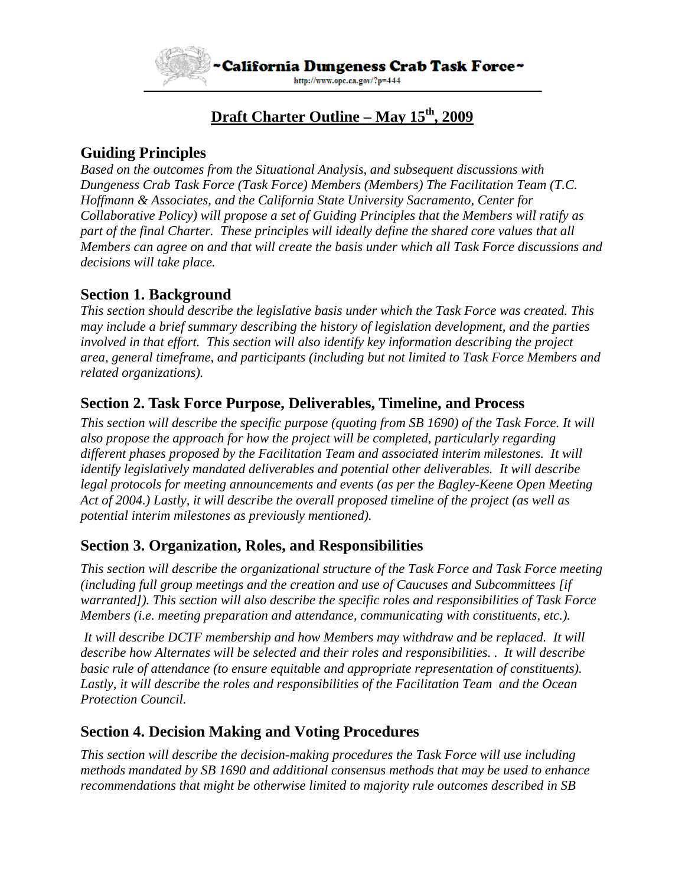~California Dungeness Crab Task Force~

http://www.opc.ca.gov/?p=444

# Draft Charter Outline – May 15th, 2009

## Guiding Principles

*Based on the outcomes from the Situational Analysis, and subsequent discussions with Dungeness Crab Task Force (Task Force) Members (Members) The Facilitation Team (T.C. Hoffmann & Associates, and the California State University Sacramento, Center for Collaborative Policy) will propose a set of Guiding Principles that the Members will ratify as part of the final Charter. These principles will ideally define the shared core values that all Members can agree on and that will create the basis under which all Task Force discussions and decisions will take place.*

## Section 1. Background

*This section should describe the legislative basis under which the Task Force was created. This may include a brief summary describing the history of legislation development, and the parties involved in that effort. This section will also identify key information describing the project area, general timeframe, and participants (including but not limited to Task Force Members and related organizations).*

## Section 2. Task Force Purpose, Deliverables, Timeline, and Process

*This section will describe the specific purpose (quoting from SB 1690) of the Task Force. It will also propose the approach for how the project will be completed, particularly regarding different phases proposed by the Facilitation Team and associated interim milestones. It will identify legislatively mandated deliverables and potential other deliverables. It will describe legal protocols for meeting announcements and events (as per the Bagley-Keene Open Meeting Act of 2004.) Lastly, it will describe the overall proposed timeline of the project (as well as potential interim milestones as previously mentioned).*

## Section 3. Organization, Roles, and Responsibilities

*This section will describe the organizational structure of the Task Force and Task Force meeting (including full group meetings and the creation and use of Caucuses and Subcommittees [if warranted]). This section will also describe the specific roles and responsibilities of Task Force Members (i.e. meeting preparation and attendance, communicating with constituents, etc.).*

*It will describe DCTF membership and how Members may withdraw and be replaced. It will describe how Alternates will be selected and their roles and responsibilities. . It will describe basic rule of attendance (to ensure equitable and appropriate representation of constituents). Lastly, it will describe the roles and responsibilities of the Facilitation Team and the Ocean Protection Council.*

## Section 4. Decision Making and Voting Procedures

*This section will describe the decision-making procedures the Task Force will use including methods mandated by SB 1690 and additional consensus methods that may be used to enhance recommendations that might be otherwise limited to majority rule outcomes described in SB*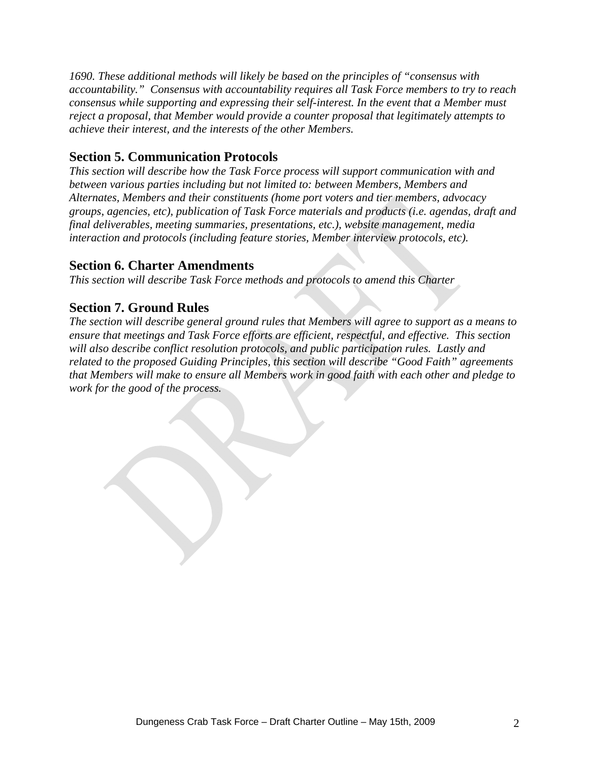*1690. These additional methods will likely be based on the principles of "consensus with accountability." Consensus with accountability requires all Task Force members to try to reach consensus while supporting and expressing their self-interest. In the event that a Member must reject a proposal, that Member would provide a counter proposal that legitimately attempts to achieve their interest, and the interests of the other Members.*

## Section 5. Communication Protocols

*This section will describe how the Task Force process will support communication with and between various parties including but not limited to: between Members, Members and Alternates, Members and their constituents (home port voters and tier members, advocacy groups, agencies, etc), publication of Task Force materials and products (i.e. agendas, draft and final deliverables, meeting summaries, presentations, etc.), website management, media interaction and protocols (including feature stories, Member interview protocols, etc).*

## Section 6. Charter Amendments

*This section will describe Task Force methods and protocols to amend this Charter*

## Section 7. Ground Rules

*The section will describe general ground rules that Members will agree to support as a means to ensure that meetings and Task Force efforts are efficient, respectful, and effective. This section will also describe conflict resolution protocols, and public participation rules. Lastly and related to the proposed Guiding Principles, this section will describe "Good Faith" agreements that Members will make to ensure all Members work in good faith with each other and pledge to work for the good of the process.*